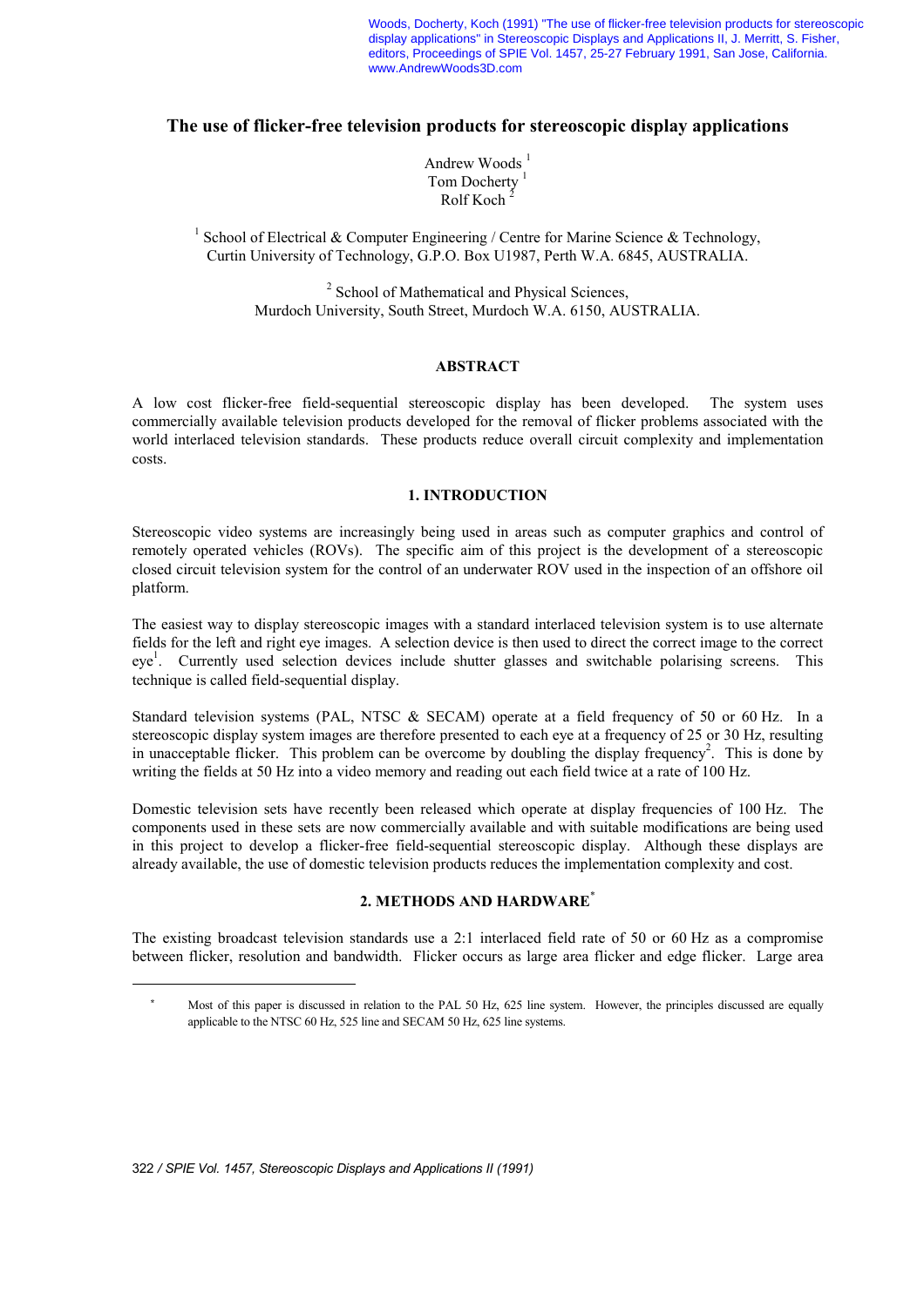Woods, Docherty, Koch (1991) "The use of flicker-free television products for stereoscopic display applications" in Stereoscopic Displays and Applications II, J. Merritt, S. Fisher, editors, Proceedings of SPIE Vol. 1457, 25-27 February 1991, San Jose, California. www.AndrewWoods3D.com

# The use of flicker-free television products for stereoscopic display applications

Andrew Woods [1]
Tom Docherty [1]
Rolf Koch [2]

[1] School of Electrical & Computer Engineering / Centre for Marine Science & Technology, Curtin University of Technology, G.P.O. Box U1987, Perth W.A. 6845, AUSTRALIA.

[2] School of Mathematical and Physical Sciences, Murdoch University, South Street, Murdoch W.A. 6150, AUSTRALIA.

## ABSTRACT

A low cost flicker-free field-sequential stereoscopic display has been developed. The system uses commercially available television products developed for the removal of flicker problems associated with the world interlaced television standards. These products reduce overall circuit complexity and implementation costs.

## 1. INTRODUCTION

Stereoscopic video systems are increasingly being used in areas such as computer graphics and control of remotely operated vehicles (ROVs). The specific aim of this project is the development of a stereoscopic closed circuit television system for the control of an underwater ROV used in the inspection of an offshore oil platform.

The easiest way to display stereoscopic images with a standard interlaced television system is to use alternate fields for the left and right eye images. A selection device is then used to direct the correct image to the correct eye[1]. Currently used selection devices include shutter glasses and switchable polarising screens. This technique is called field-sequential display.

Standard television systems (PAL, NTSC & SECAM) operate at a field frequency of 50 or 60 Hz. In a stereoscopic display system images are therefore presented to each eye at a frequency of 25 or 30 Hz, resulting in unacceptable flicker. This problem can be overcome by doubling the display frequency[2]. This is done by writing the fields at 50 Hz into a video memory and reading out each field twice at a rate of 100 Hz.

Domestic television sets have recently been released which operate at display frequencies of 100 Hz. The components used in these sets are now commercially available and with suitable modifications are being used in this project to develop a flicker-free field-sequential stereoscopic display. Although these displays are already available, the use of domestic television products reduces the implementation complexity and cost.

## 2. METHODS AND HARDWARE*

The existing broadcast television standards use a 2:1 interlaced field rate of 50 or 60 Hz as a compromise between flicker, resolution and bandwidth. Flicker occurs as large area flicker and edge flicker. Large area

---

* Most of this paper is discussed in relation to the PAL 50 Hz, 625 line system. However, the principles discussed are equally applicable to the NTSC 60 Hz, 525 line and SECAM 50 Hz, 625 line systems.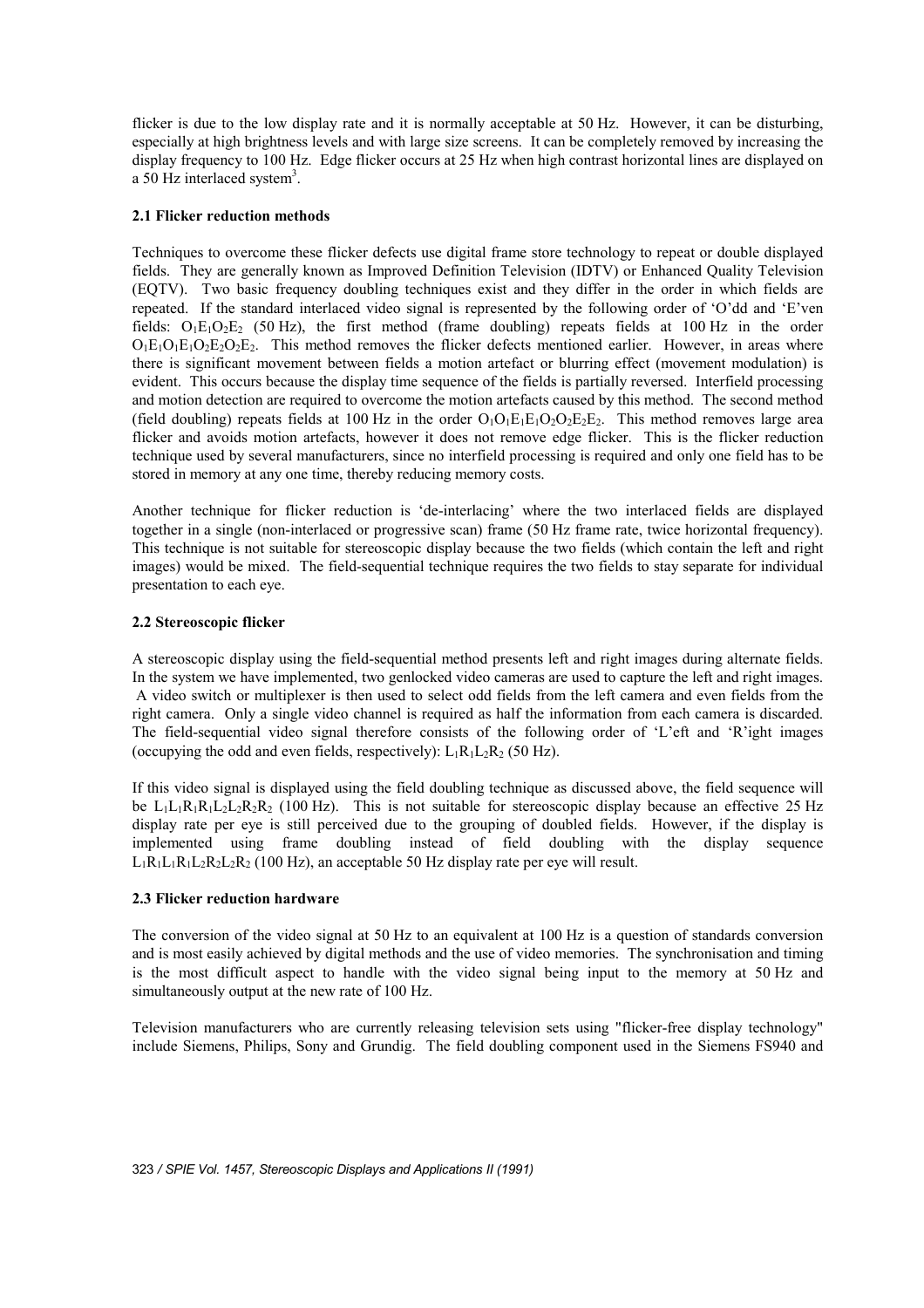flicker is due to the low display rate and it is normally acceptable at 50 Hz. However, it can be disturbing, especially at high brightness levels and with large size screens. It can be completely removed by increasing the display frequency to 100 Hz. Edge flicker occurs at 25 Hz when high contrast horizontal lines are displayed on a 50 Hz interlaced system[3].

### 2.1 Flicker reduction methods

Techniques to overcome these flicker defects use digital frame store technology to repeat or double displayed fields. They are generally known as Improved Definition Television (IDTV) or Enhanced Quality Television (EQTV). Two basic frequency doubling techniques exist and they differ in the order in which fields are repeated. If the standard interlaced video signal is represented by the following order of 'O'dd and 'E'ven fields: $O_1E_1O_2E_2$ (50 Hz), the first method (frame doubling) repeats fields at 100 Hz in the order $O_1E_1O_1E_1O_2E_2O_2E_2$. This method removes the flicker defects mentioned earlier. However, in areas where there is significant movement between fields a motion artefact or blurring effect (movement modulation) is evident. This occurs because the display time sequence of the fields is partially reversed. Interfield processing and motion detection are required to overcome the motion artefacts caused by this method. The second method (field doubling) repeats fields at 100 Hz in the order $O_1O_1E_1E_1O_2O_2E_2E_2$. This method removes large area flicker and avoids motion artefacts, however it does not remove edge flicker. This is the flicker reduction technique used by several manufacturers, since no interfield processing is required and only one field has to be stored in memory at any one time, thereby reducing memory costs.

Another technique for flicker reduction is 'de-interlacing' where the two interlaced fields are displayed together in a single (non-interlaced or progressive scan) frame (50 Hz frame rate, twice horizontal frequency). This technique is not suitable for stereoscopic display because the two fields (which contain the left and right images) would be mixed. The field-sequential technique requires the two fields to stay separate for individual presentation to each eye.

### 2.2 Stereoscopic flicker

A stereoscopic display using the field-sequential method presents left and right images during alternate fields. In the system we have implemented, two genlocked video cameras are used to capture the left and right images. A video switch or multiplexer is then used to select odd fields from the left camera and even fields from the right camera. Only a single video channel is required as half the information from each camera is discarded. The field-sequential video signal therefore consists of the following order of 'L'eft and 'R'ight images (occupying the odd and even fields, respectively): $L_1R_1L_2R_2$ (50 Hz).

If this video signal is displayed using the field doubling technique as discussed above, the field sequence will be $L_1L_1R_1R_1L_2L_2R_2R_2$ (100 Hz). This is not suitable for stereoscopic display because an effective 25 Hz display rate per eye is still perceived due to the grouping of doubled fields. However, if the display is implemented using frame doubling instead of field doubling with the display sequence $L_1R_1L_1R_1L_2R_2L_2R_2$ (100 Hz), an acceptable 50 Hz display rate per eye will result.

### 2.3 Flicker reduction hardware

The conversion of the video signal at 50 Hz to an equivalent at 100 Hz is a question of standards conversion and is most easily achieved by digital methods and the use of video memories. The synchronisation and timing is the most difficult aspect to handle with the video signal being input to the memory at 50 Hz and simultaneously output at the new rate of 100 Hz.

Television manufacturers who are currently releasing television sets using "flicker-free display technology" include Siemens, Philips, Sony and Grundig. The field doubling component used in the Siemens FS940 and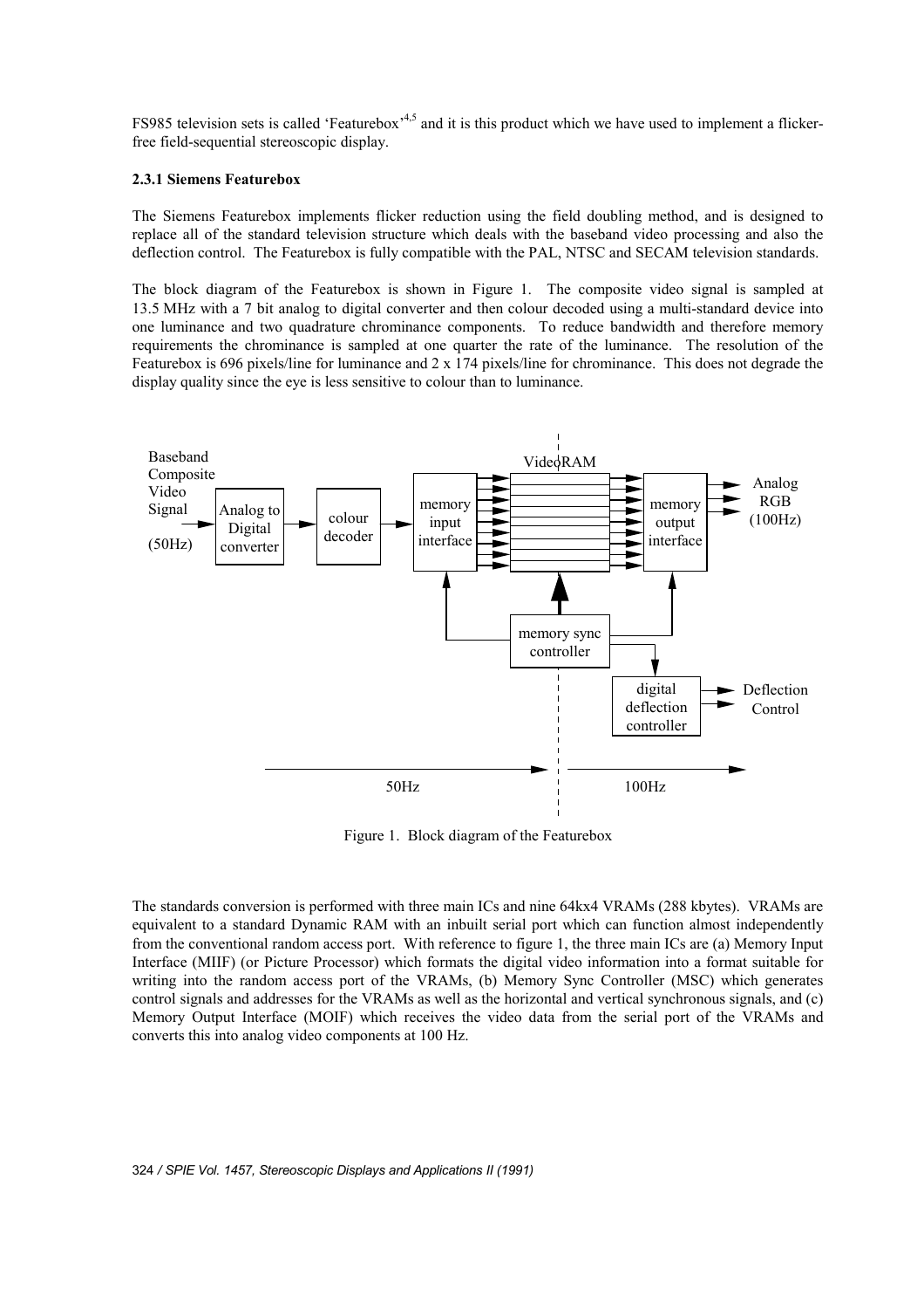FS985 television sets is called 'Featurebox'[4,5] and it is this product which we have used to implement a flicker-free field-sequential stereoscopic display.

#### 2.3.1 Siemens Featurebox

The Siemens Featurebox implements flicker reduction using the field doubling method, and is designed to replace all of the standard television structure which deals with the baseband video processing and also the deflection control. The Featurebox is fully compatible with the PAL, NTSC and SECAM television standards.

The block diagram of the Featurebox is shown in Figure 1. The composite video signal is sampled at 13.5 MHz with a 7 bit analog to digital converter and then colour decoded using a multi-standard device into one luminance and two quadrature chrominance components. To reduce bandwidth and therefore memory requirements the chrominance is sampled at one quarter the rate of the luminance. The resolution of the Featurebox is 696 pixels/line for luminance and 2 x 174 pixels/line for chrominance. This does not degrade the display quality since the eye is less sensitive to colour than to luminance.

Figure 1. Block diagram of the Featurebox

The standards conversion is performed with three main ICs and nine 64kx4 VRAMs (288 kbytes). VRAMs are equivalent to a standard Dynamic RAM with an inbuilt serial port which can function almost independently from the conventional random access port. With reference to figure 1, the three main ICs are (a) Memory Input Interface (MIIF) (or Picture Processor) which formats the digital video information into a format suitable for writing into the random access port of the VRAMs, (b) Memory Sync Controller (MSC) which generates control signals and addresses for the VRAMs as well as the horizontal and vertical synchronous signals, and (c) Memory Output Interface (MOIF) which receives the video data from the serial port of the VRAMs and converts this into analog video components at 100 Hz.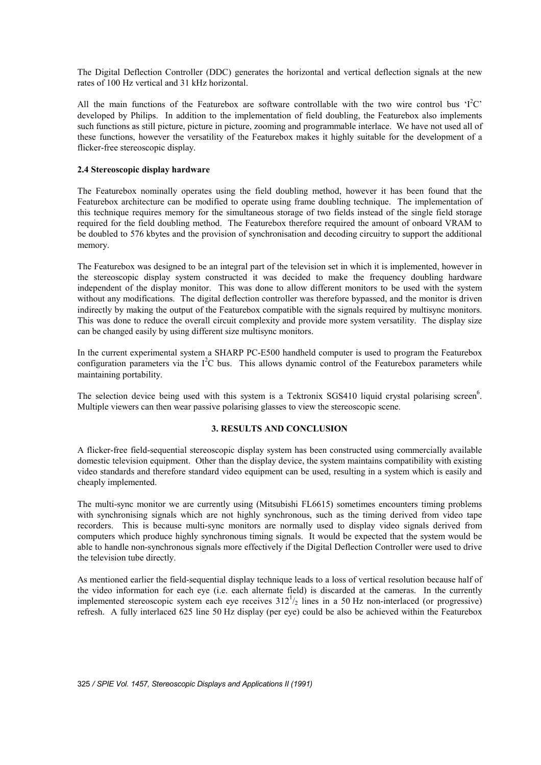The Digital Deflection Controller (DDC) generates the horizontal and vertical deflection signals at the new rates of 100 Hz vertical and 31 kHz horizontal.

All the main functions of the Featurebox are software controllable with the two wire control bus '$I^2C$' developed by Philips. In addition to the implementation of field doubling, the Featurebox also implements such functions as still picture, picture in picture, zooming and programmable interlace. We have not used all of these functions, however the versatility of the Featurebox makes it highly suitable for the development of a flicker-free stereoscopic display.

**2.4 Stereoscopic display hardware**

The Featurebox nominally operates using the field doubling method, however it has been found that the Featurebox architecture can be modified to operate using frame doubling technique. The implementation of this technique requires memory for the simultaneous storage of two fields instead of the single field storage required for the field doubling method. The Featurebox therefore required the amount of onboard VRAM to be doubled to 576 kbytes and the provision of synchronisation and decoding circuitry to support the additional memory.

The Featurebox was designed to be an integral part of the television set in which it is implemented, however in the stereoscopic display system constructed it was decided to make the frequency doubling hardware independent of the display monitor. This was done to allow different monitors to be used with the system without any modifications. The digital deflection controller was therefore bypassed, and the monitor is driven indirectly by making the output of the Featurebox compatible with the signals required by multisync monitors. This was done to reduce the overall circuit complexity and provide more system versatility. The display size can be changed easily by using different size multisync monitors.

In the current experimental system a SHARP PC-E500 handheld computer is used to program the Featurebox configuration parameters via the $I^2C$ bus. This allows dynamic control of the Featurebox parameters while maintaining portability.

The selection device being used with this system is a Tektronix SGS410 liquid crystal polarising screen[6]. Multiple viewers can then wear passive polarising glasses to view the stereoscopic scene.

## 3. RESULTS AND CONCLUSION

A flicker-free field-sequential stereoscopic display system has been constructed using commercially available domestic television equipment. Other than the display device, the system maintains compatibility with existing video standards and therefore standard video equipment can be used, resulting in a system which is easily and cheaply implemented.

The multi-sync monitor we are currently using (Mitsubishi FL6615) sometimes encounters timing problems with synchronising signals which are not highly synchronous, such as the timing derived from video tape recorders. This is because multi-sync monitors are normally used to display video signals derived from computers which produce highly synchronous timing signals. It would be expected that the system would be able to handle non-synchronous signals more effectively if the Digital Deflection Controller were used to drive the television tube directly.

As mentioned earlier the field-sequential display technique leads to a loss of vertical resolution because half of the video information for each eye (i.e. each alternate field) is discarded at the cameras. In the currently implemented stereoscopic system each eye receives $312^1/_2$ lines in a 50 Hz non-interlaced (or progressive) refresh. A fully interlaced 625 line 50 Hz display (per eye) could be also be achieved within the Featurebox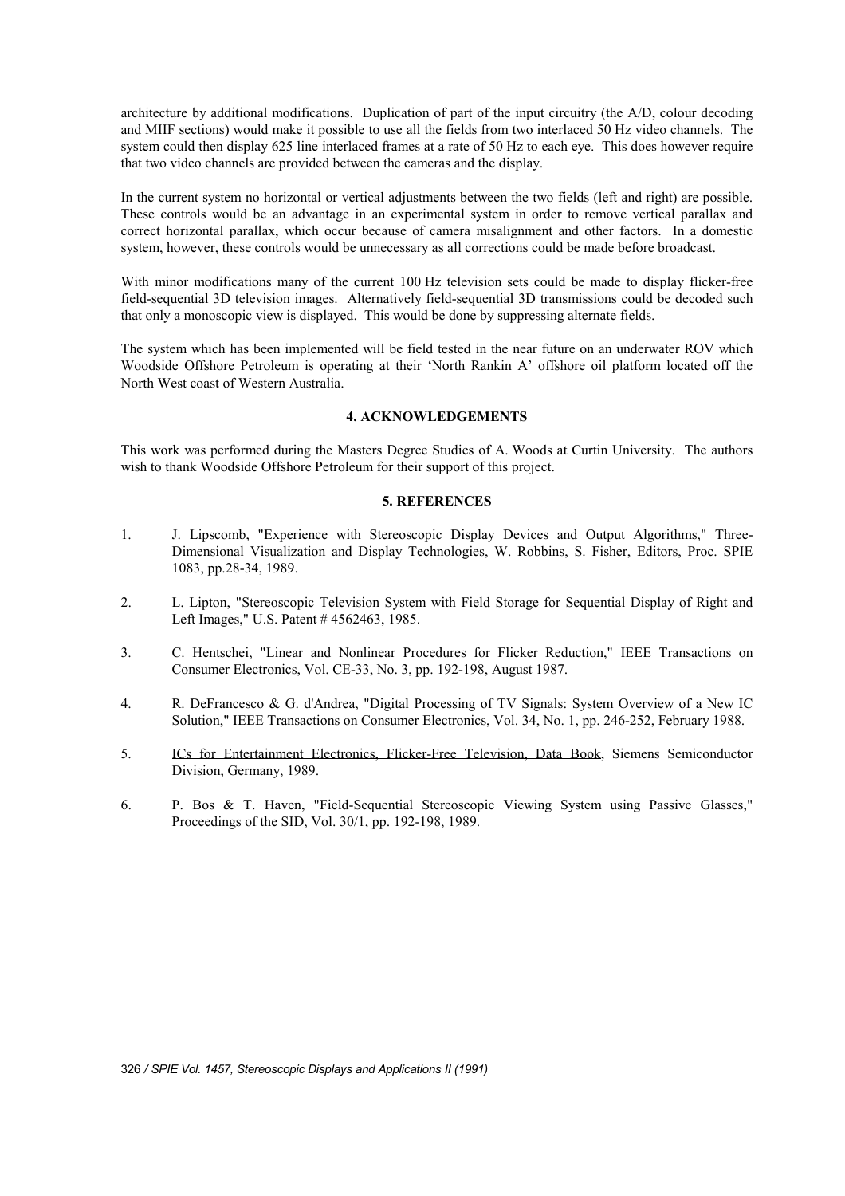architecture by additional modifications. Duplication of part of the input circuitry (the A/D, colour decoding and MIIF sections) would make it possible to use all the fields from two interlaced 50 Hz video channels. The system could then display 625 line interlaced frames at a rate of 50 Hz to each eye. This does however require that two video channels are provided between the cameras and the display.

In the current system no horizontal or vertical adjustments between the two fields (left and right) are possible. These controls would be an advantage in an experimental system in order to remove vertical parallax and correct horizontal parallax, which occur because of camera misalignment and other factors. In a domestic system, however, these controls would be unnecessary as all corrections could be made before broadcast.

With minor modifications many of the current 100 Hz television sets could be made to display flicker-free field-sequential 3D television images. Alternatively field-sequential 3D transmissions could be decoded such that only a monoscopic view is displayed. This would be done by suppressing alternate fields.

The system which has been implemented will be field tested in the near future on an underwater ROV which Woodside Offshore Petroleum is operating at their 'North Rankin A' offshore oil platform located off the North West coast of Western Australia.

## 4. ACKNOWLEDGEMENTS

This work was performed during the Masters Degree Studies of A. Woods at Curtin University. The authors wish to thank Woodside Offshore Petroleum for their support of this project.

## 5. REFERENCES

1. J. Lipscomb, "Experience with Stereoscopic Display Devices and Output Algorithms," Three-Dimensional Visualization and Display Technologies, W. Robbins, S. Fisher, Editors, Proc. SPIE 1083, pp.28-34, 1989.

2. L. Lipton, "Stereoscopic Television System with Field Storage for Sequential Display of Right and Left Images," U.S. Patent # 4562463, 1985.

3. C. Hentschei, "Linear and Nonlinear Procedures for Flicker Reduction," IEEE Transactions on Consumer Electronics, Vol. CE-33, No. 3, pp. 192-198, August 1987.

4. R. DeFrancesco & G. d'Andrea, "Digital Processing of TV Signals: System Overview of a New IC Solution," IEEE Transactions on Consumer Electronics, Vol. 34, No. 1, pp. 246-252, February 1988.

5. ICs for Entertainment Electronics, Flicker-Free Television, Data Book, Siemens Semiconductor Division, Germany, 1989.

6. P. Bos & T. Haven, "Field-Sequential Stereoscopic Viewing System using Passive Glasses," Proceedings of the SID, Vol. 30/1, pp. 192-198, 1989.